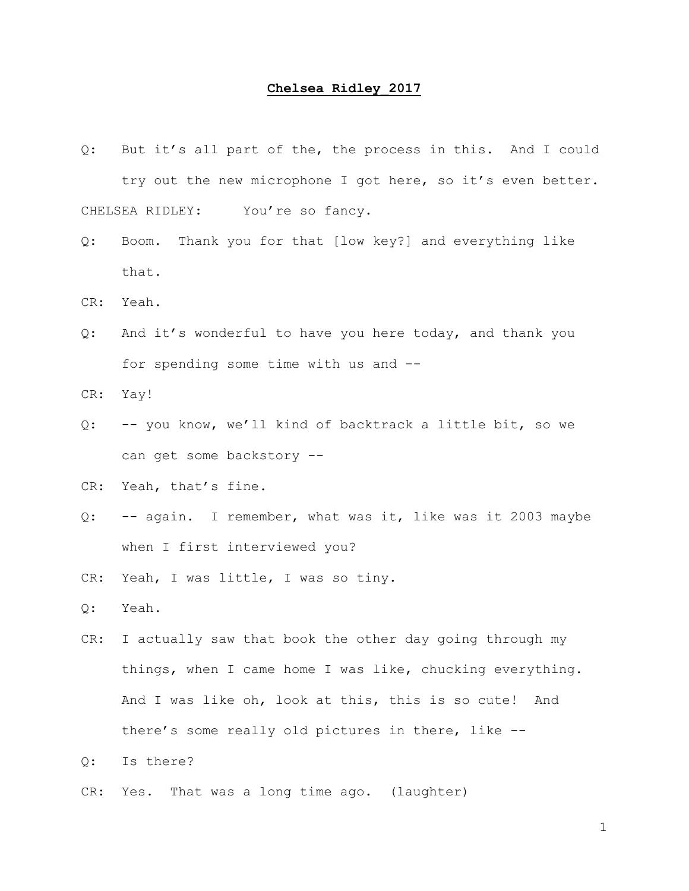**Chelsea Ridley_2017**

Q: But it's all part of the, the process in this. And I could try out the new microphone I got here, so it's even better.

CHELSEA RIDLEY: You're so fancy.

Q: Boom. Thank you for that [low key?] and everything like that.

CR: Yeah.

Q: And it's wonderful to have you here today, and thank you for spending some time with us and --

CR: Yay!

Q: -- you know, we'll kind of backtrack a little bit, so we can get some backstory --

CR: Yeah, that's fine.

Q: -- again. I remember, what was it, like was it 2003 maybe when I first interviewed you?

CR: Yeah, I was little, I was so tiny.

Q: Yeah.

CR: I actually saw that book the other day going through my things, when I came home I was like, chucking everything. And I was like oh, look at this, this is so cute! And there's some really old pictures in there, like --

Q: Is there?

CR: Yes. That was a long time ago. (laughter)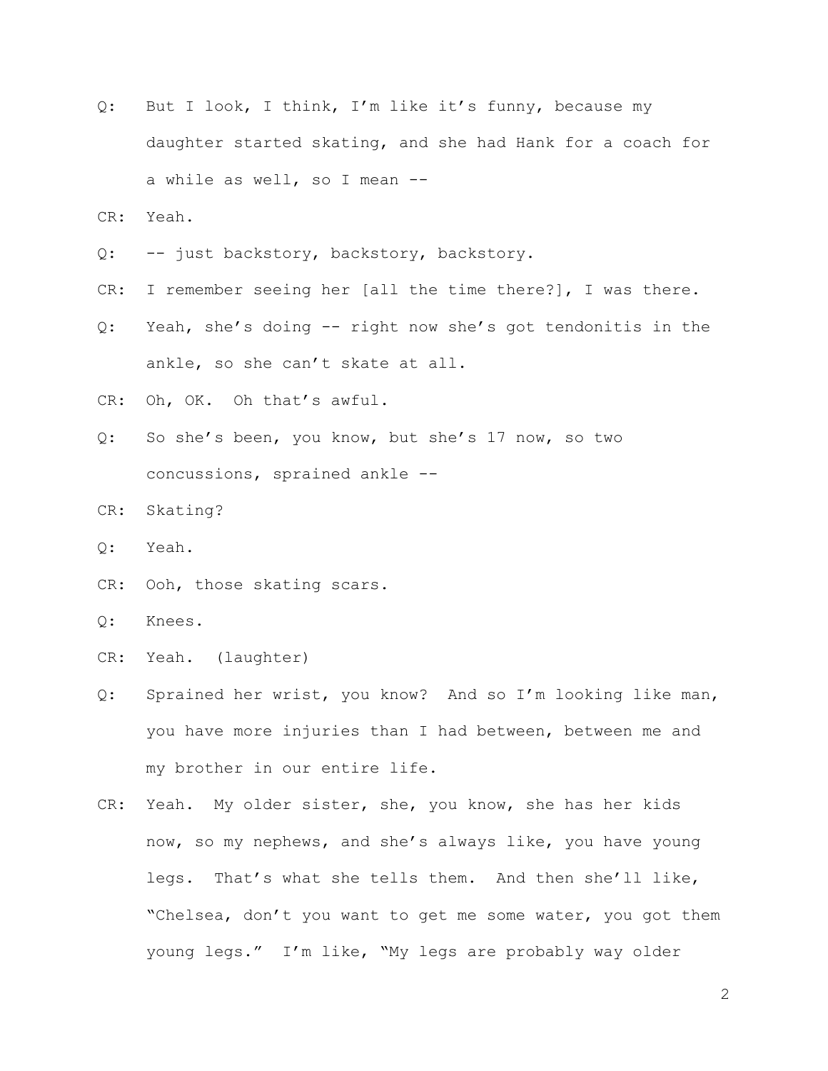Q: But I look, I think, I'm like it's funny, because my daughter started skating, and she had Hank for a coach for a while as well, so I mean --

CR: Yeah.

Q: -- just backstory, backstory, backstory.

CR: I remember seeing her [all the time there?], I was there.

Q: Yeah, she's doing -- right now she's got tendonitis in the ankle, so she can't skate at all.

CR: Oh, OK. Oh that's awful.

Q: So she's been, you know, but she's 17 now, so two concussions, sprained ankle --

CR: Skating?

Q: Yeah.

CR: Ooh, those skating scars.

Q: Knees.

CR: Yeah. (laughter)

Q: Sprained her wrist, you know? And so I'm looking like man, you have more injuries than I had between, between me and my brother in our entire life.

CR: Yeah. My older sister, she, you know, she has her kids now, so my nephews, and she's always like, you have young legs. That's what she tells them. And then she'll like, "Chelsea, don't you want to get me some water, you got them young legs." I'm like, "My legs are probably way older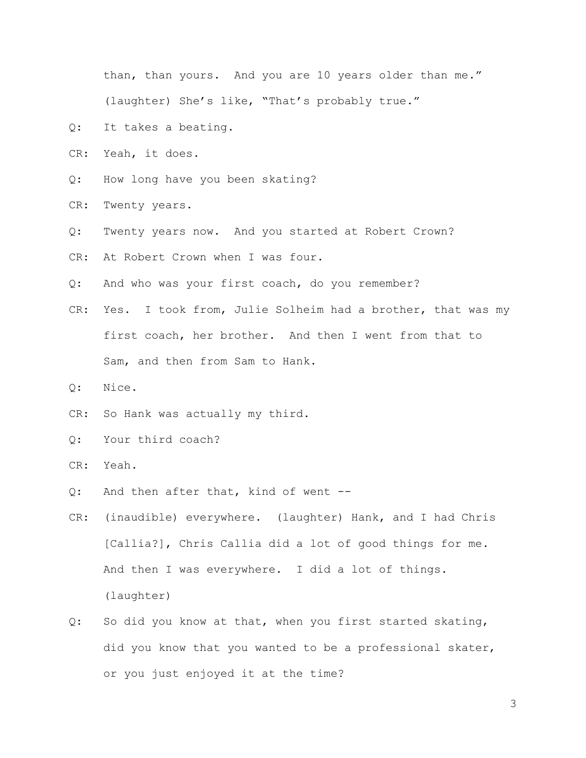than, than yours. And you are 10 years older than me." (laughter) She's like, "That's probably true."

Q: It takes a beating.

CR: Yeah, it does.

Q: How long have you been skating?

CR: Twenty years.

Q: Twenty years now. And you started at Robert Crown?

CR: At Robert Crown when I was four.

Q: And who was your first coach, do you remember?

CR: Yes. I took from, Julie Solheim had a brother, that was my first coach, her brother. And then I went from that to Sam, and then from Sam to Hank.

Q: Nice.

CR: So Hank was actually my third.

Q: Your third coach?

CR: Yeah.

Q: And then after that, kind of went --

CR: (inaudible) everywhere. (laughter) Hank, and I had Chris [Callia?], Chris Callia did a lot of good things for me. And then I was everywhere. I did a lot of things. (laughter)

Q: So did you know at that, when you first started skating, did you know that you wanted to be a professional skater, or you just enjoyed it at the time?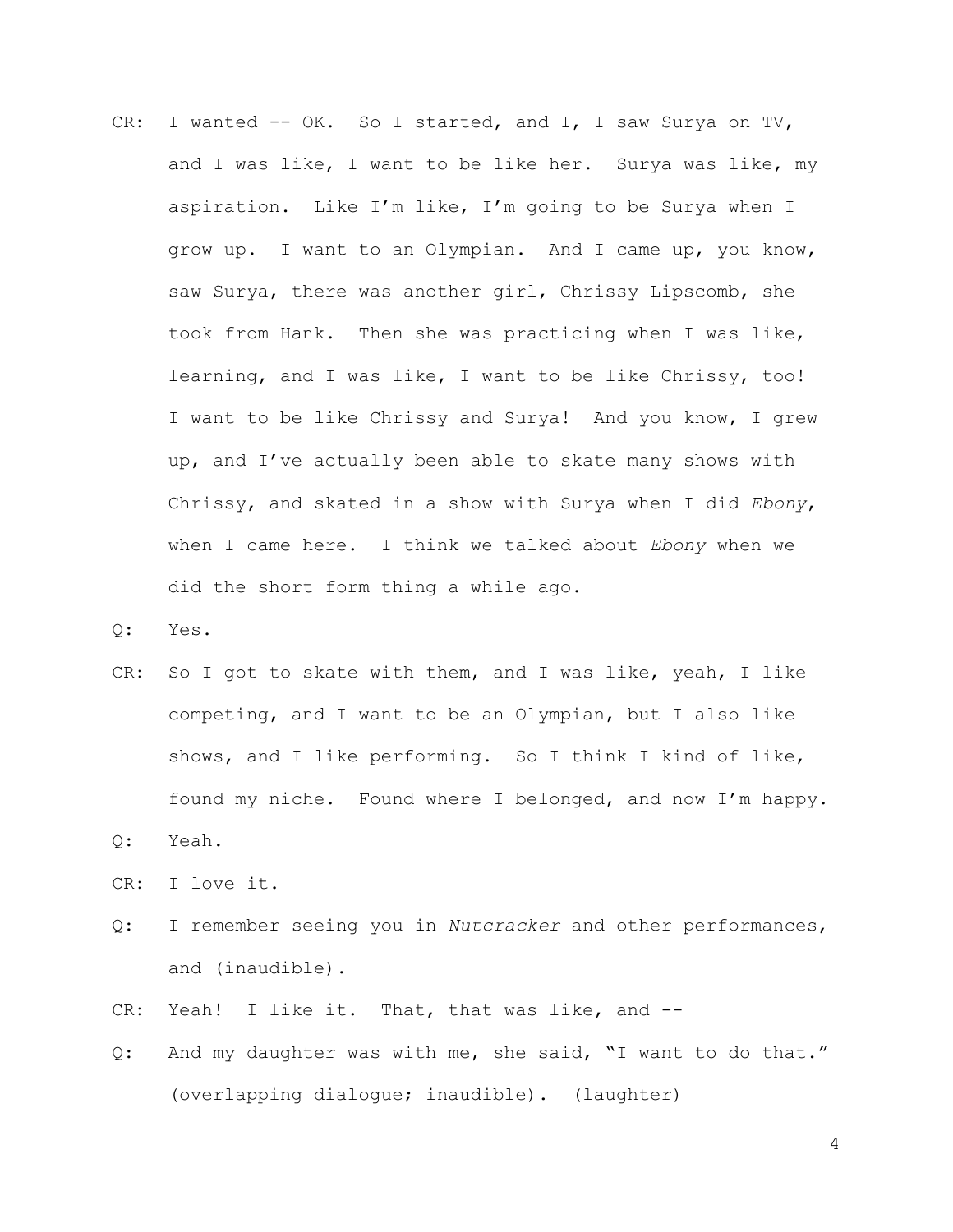CR: I wanted -- OK. So I started, and I, I saw Surya on TV, and I was like, I want to be like her. Surya was like, my aspiration. Like I'm like, I'm going to be Surya when I grow up. I want to an Olympian. And I came up, you know, saw Surya, there was another girl, Chrissy Lipscomb, she took from Hank. Then she was practicing when I was like, learning, and I was like, I want to be like Chrissy, too! I want to be like Chrissy and Surya! And you know, I grew up, and I've actually been able to skate many shows with Chrissy, and skated in a show with Surya when I did *Ebony*, when I came here. I think we talked about *Ebony* when we did the short form thing a while ago.

Q: Yes.

CR: So I got to skate with them, and I was like, yeah, I like competing, and I want to be an Olympian, but I also like shows, and I like performing. So I think I kind of like, found my niche. Found where I belonged, and now I'm happy.

Q: Yeah.

CR: I love it.

Q: I remember seeing you in *Nutcracker* and other performances, and (inaudible).

CR: Yeah! I like it. That, that was like, and --

Q: And my daughter was with me, she said, "I want to do that." (overlapping dialogue; inaudible). (laughter)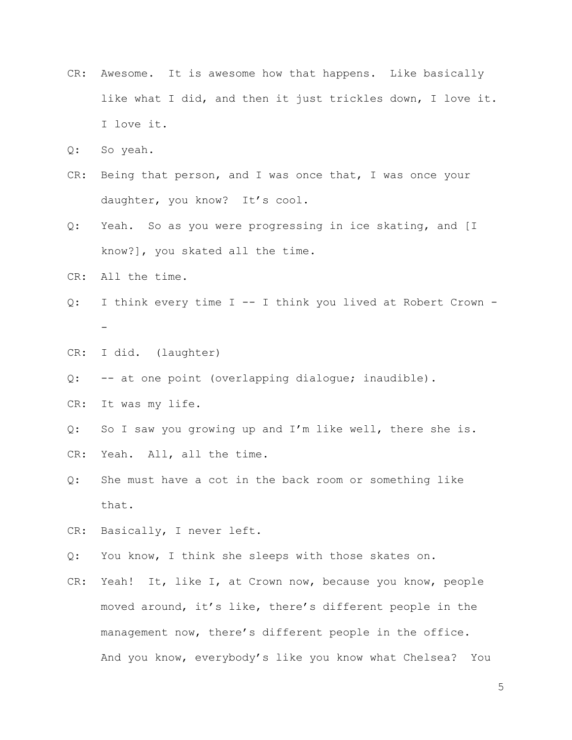CR: Awesome. It is awesome how that happens. Like basically like what I did, and then it just trickles down, I love it. I love it.

Q: So yeah.

CR: Being that person, and I was once that, I was once your daughter, you know? It's cool.

Q: Yeah. So as you were progressing in ice skating, and [I know?], you skated all the time.

CR: All the time.

Q: I think every time I -- I think you lived at Robert Crown --

CR: I did. (laughter)

Q: -- at one point (overlapping dialogue; inaudible).

CR: It was my life.

Q: So I saw you growing up and I'm like well, there she is.

CR: Yeah. All, all the time.

Q: She must have a cot in the back room or something like that.

CR: Basically, I never left.

Q: You know, I think she sleeps with those skates on.

CR: Yeah! It, like I, at Crown now, because you know, people moved around, it's like, there's different people in the management now, there's different people in the office. And you know, everybody's like you know what Chelsea? You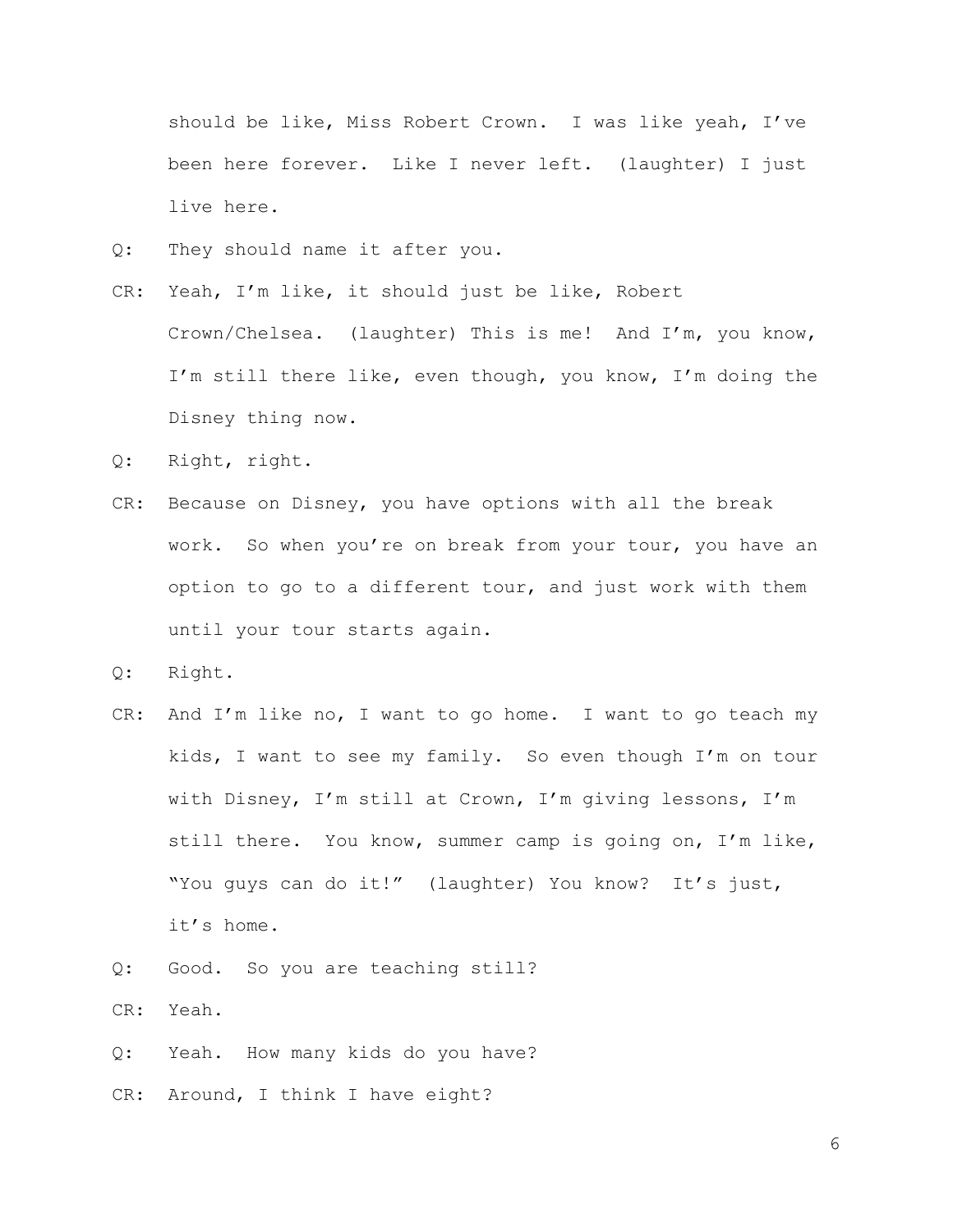should be like, Miss Robert Crown. I was like yeah, I've been here forever. Like I never left. (laughter) I just live here.

Q: They should name it after you.

CR: Yeah, I'm like, it should just be like, Robert Crown/Chelsea. (laughter) This is me! And I'm, you know, I'm still there like, even though, you know, I'm doing the Disney thing now.

Q: Right, right.

CR: Because on Disney, you have options with all the break work. So when you're on break from your tour, you have an option to go to a different tour, and just work with them until your tour starts again.

Q: Right.

CR: And I'm like no, I want to go home. I want to go teach my kids, I want to see my family. So even though I'm on tour with Disney, I'm still at Crown, I'm giving lessons, I'm still there. You know, summer camp is going on, I'm like, "You guys can do it!" (laughter) You know? It's just, it's home.

Q: Good. So you are teaching still?

CR: Yeah.

Q: Yeah. How many kids do you have?

CR: Around, I think I have eight?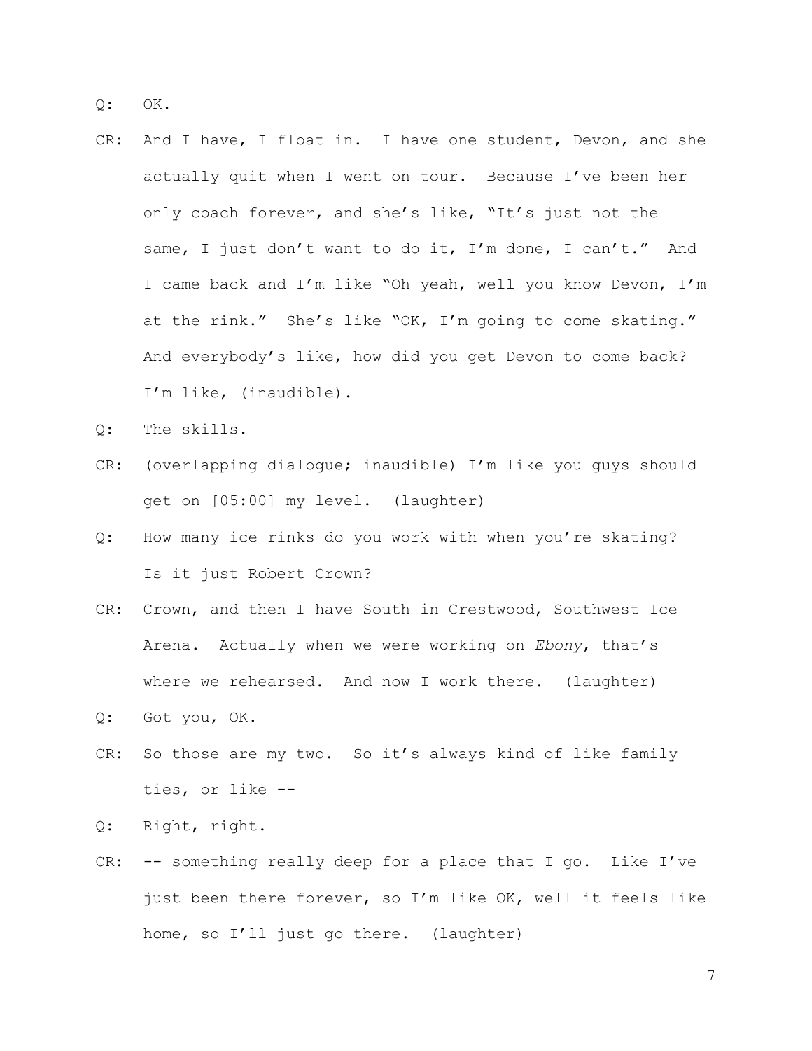Q: OK.

CR: And I have, I float in. I have one student, Devon, and she actually quit when I went on tour. Because I've been her only coach forever, and she's like, "It's just not the same, I just don't want to do it, I'm done, I can't." And I came back and I'm like "Oh yeah, well you know Devon, I'm at the rink." She's like "OK, I'm going to come skating." And everybody's like, how did you get Devon to come back? I'm like, (inaudible).

Q: The skills.

CR: (overlapping dialogue; inaudible) I'm like you guys should get on [05:00] my level. (laughter)

Q: How many ice rinks do you work with when you're skating? Is it just Robert Crown?

CR: Crown, and then I have South in Crestwood, Southwest Ice Arena. Actually when we were working on *Ebony*, that's where we rehearsed. And now I work there. (laughter)

Q: Got you, OK.

CR: So those are my two. So it's always kind of like family ties, or like --

Q: Right, right.

CR: -- something really deep for a place that I go. Like I've just been there forever, so I'm like OK, well it feels like home, so I'll just go there. (laughter)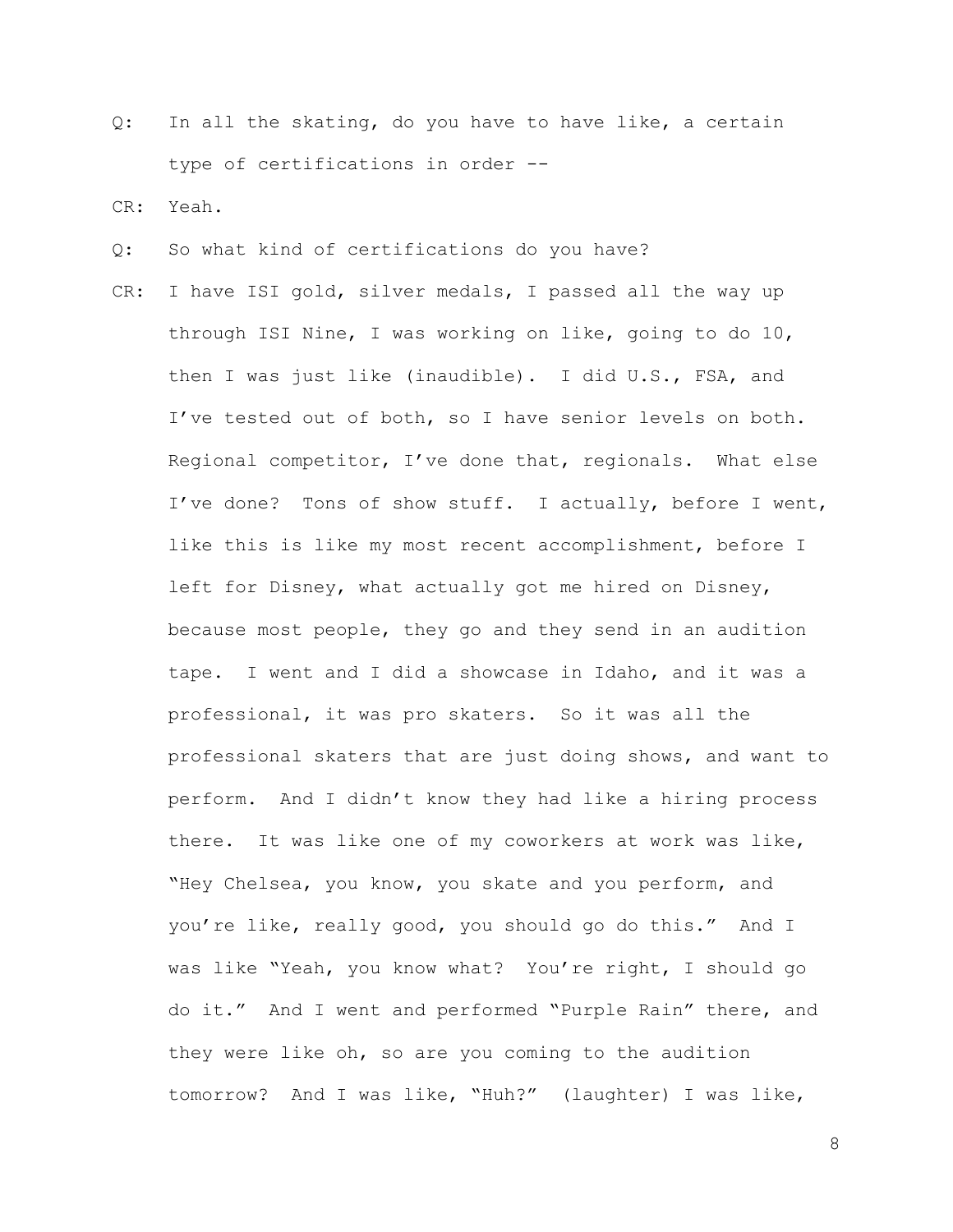Q: In all the skating, do you have to have like, a certain type of certifications in order --

CR: Yeah.

Q: So what kind of certifications do you have?

CR: I have ISI gold, silver medals, I passed all the way up through ISI Nine, I was working on like, going to do 10, then I was just like (inaudible). I did U.S., FSA, and I've tested out of both, so I have senior levels on both. Regional competitor, I've done that, regionals. What else I've done? Tons of show stuff. I actually, before I went, like this is like my most recent accomplishment, before I left for Disney, what actually got me hired on Disney, because most people, they go and they send in an audition tape. I went and I did a showcase in Idaho, and it was a professional, it was pro skaters. So it was all the professional skaters that are just doing shows, and want to perform. And I didn't know they had like a hiring process there. It was like one of my coworkers at work was like, "Hey Chelsea, you know, you skate and you perform, and you're like, really good, you should go do this." And I was like "Yeah, you know what? You're right, I should go do it." And I went and performed "Purple Rain" there, and they were like oh, so are you coming to the audition tomorrow? And I was like, "Huh?" (laughter) I was like,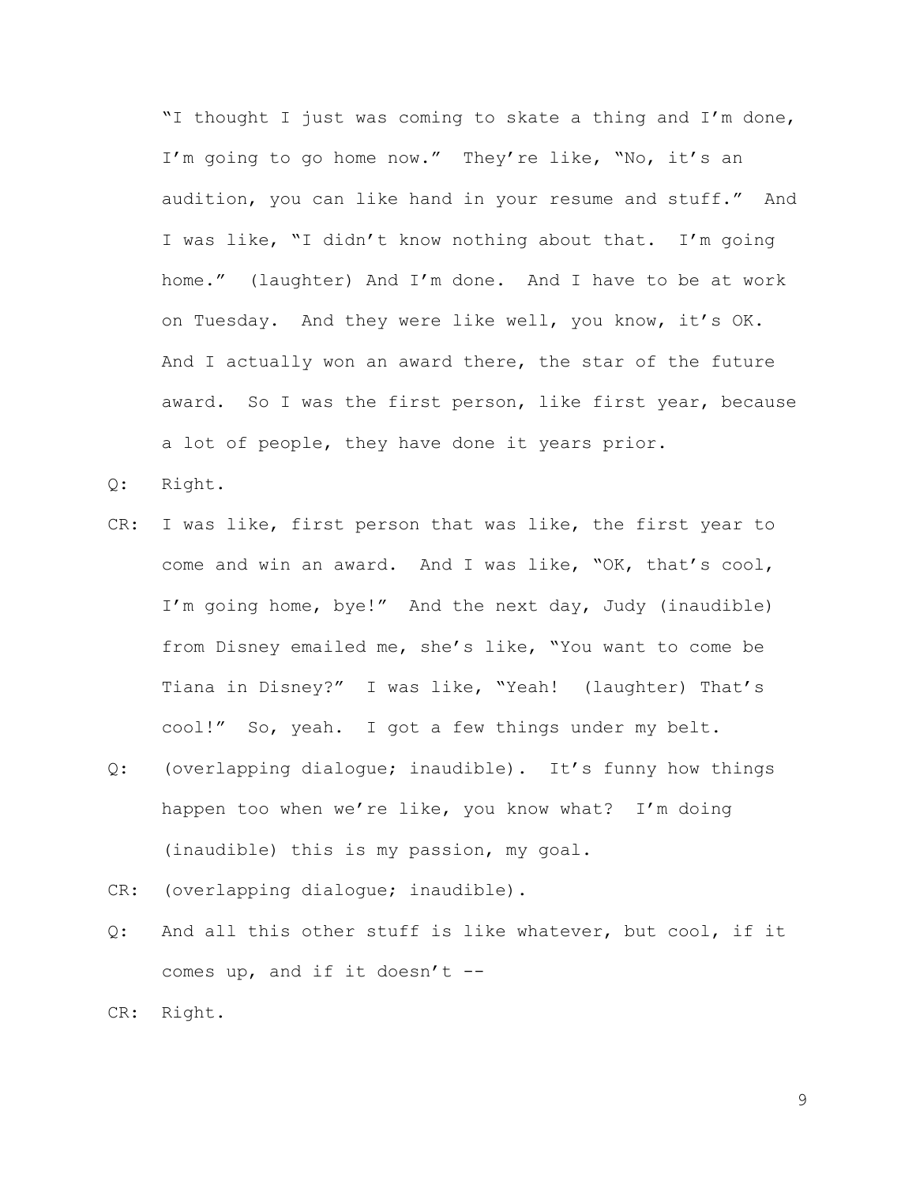"I thought I just was coming to skate a thing and I'm done, I'm going to go home now." They're like, "No, it's an audition, you can like hand in your resume and stuff." And I was like, "I didn't know nothing about that. I'm going home." (laughter) And I'm done. And I have to be at work on Tuesday. And they were like well, you know, it's OK. And I actually won an award there, the star of the future award. So I was the first person, like first year, because a lot of people, they have done it years prior.

Q: Right.

CR: I was like, first person that was like, the first year to come and win an award. And I was like, "OK, that's cool, I'm going home, bye!" And the next day, Judy (inaudible) from Disney emailed me, she's like, "You want to come be Tiana in Disney?" I was like, "Yeah! (laughter) That's cool!" So, yeah. I got a few things under my belt.

Q: (overlapping dialogue; inaudible). It's funny how things happen too when we're like, you know what? I'm doing (inaudible) this is my passion, my goal.

CR: (overlapping dialogue; inaudible).

Q: And all this other stuff is like whatever, but cool, if it comes up, and if it doesn't --

CR: Right.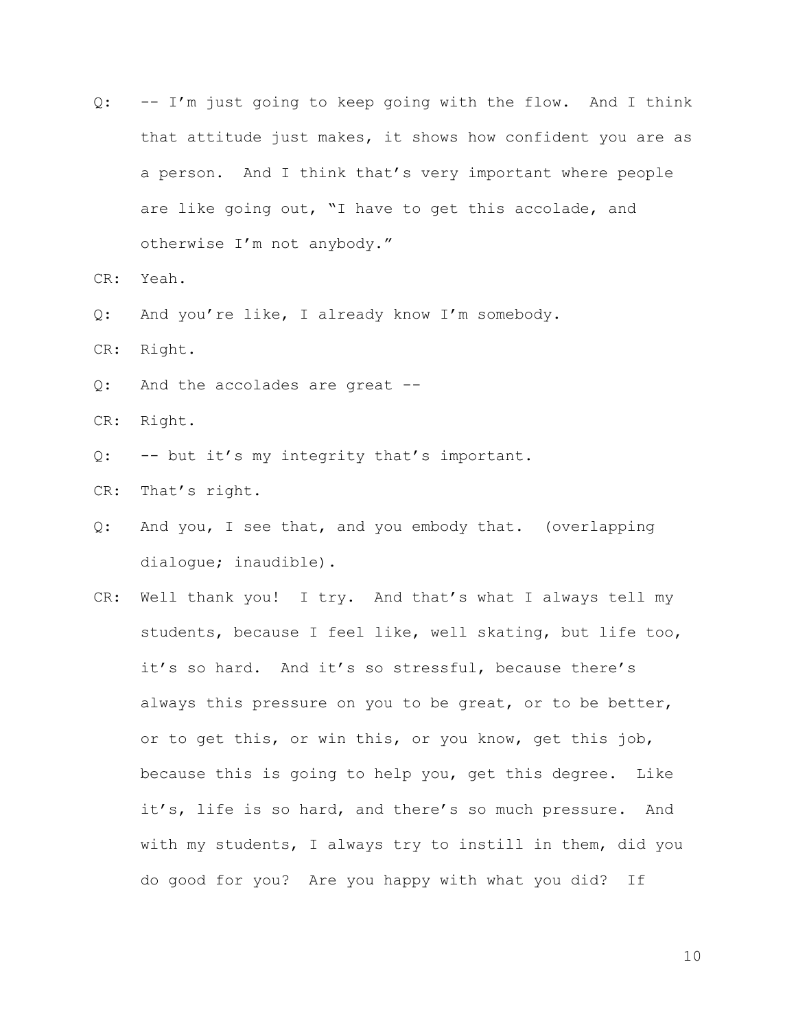Q: -- I'm just going to keep going with the flow. And I think that attitude just makes, it shows how confident you are as a person. And I think that's very important where people are like going out, "I have to get this accolade, and otherwise I'm not anybody."

CR: Yeah.

Q: And you're like, I already know I'm somebody.

CR: Right.

Q: And the accolades are great --

CR: Right.

Q: -- but it's my integrity that's important.

CR: That's right.

Q: And you, I see that, and you embody that. (overlapping dialogue; inaudible).

CR: Well thank you! I try. And that's what I always tell my students, because I feel like, well skating, but life too, it's so hard. And it's so stressful, because there's always this pressure on you to be great, or to be better, or to get this, or win this, or you know, get this job, because this is going to help you, get this degree. Like it's, life is so hard, and there's so much pressure. And with my students, I always try to instill in them, did you do good for you? Are you happy with what you did? If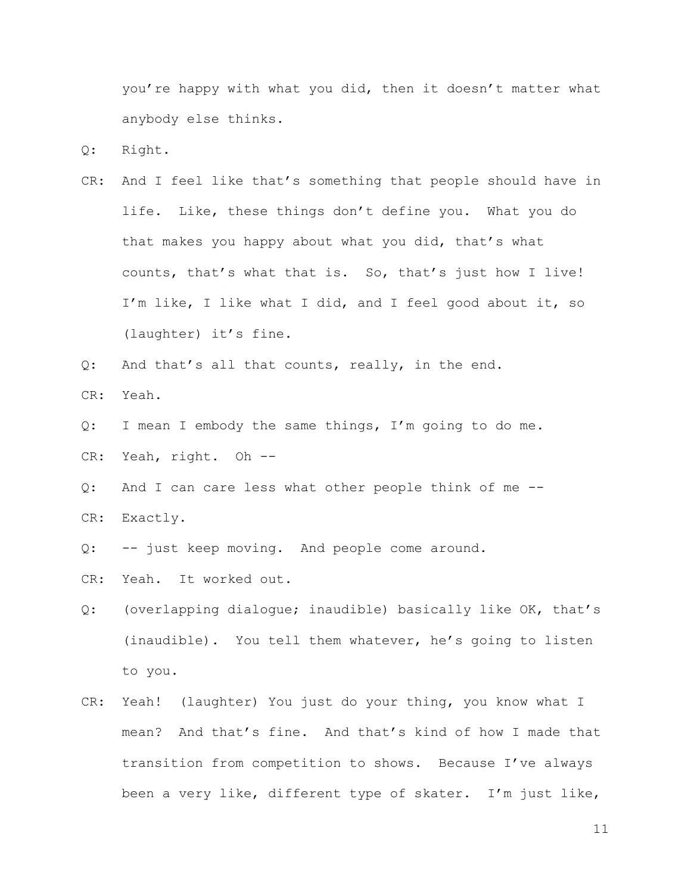you're happy with what you did, then it doesn't matter what anybody else thinks.

Q: Right.

CR: And I feel like that's something that people should have in life. Like, these things don't define you. What you do that makes you happy about what you did, that's what counts, that's what that is. So, that's just how I live! I'm like, I like what I did, and I feel good about it, so (laughter) it's fine.

Q: And that's all that counts, really, in the end.

CR: Yeah.

Q: I mean I embody the same things, I'm going to do me.

CR: Yeah, right. Oh --

Q: And I can care less what other people think of me --

CR: Exactly.

Q: -- just keep moving. And people come around.

CR: Yeah. It worked out.

Q: (overlapping dialogue; inaudible) basically like OK, that's (inaudible). You tell them whatever, he's going to listen to you.

CR: Yeah! (laughter) You just do your thing, you know what I mean? And that's fine. And that's kind of how I made that transition from competition to shows. Because I've always been a very like, different type of skater. I'm just like,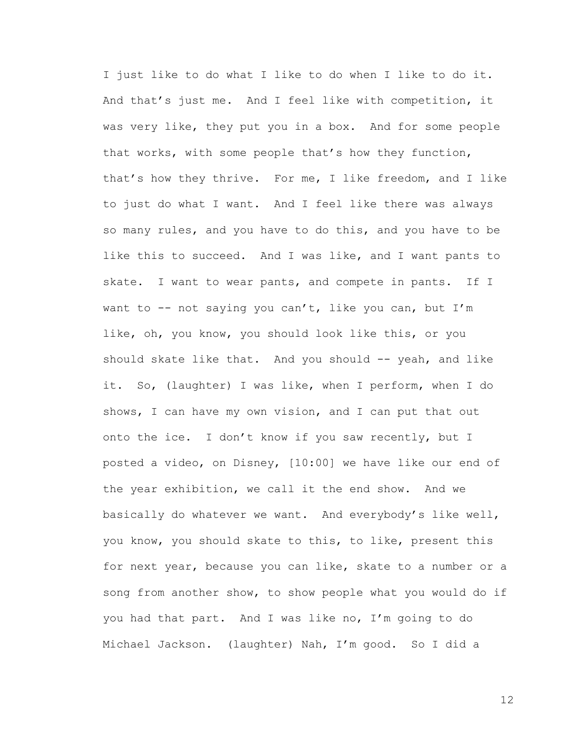I just like to do what I like to do when I like to do it. And that's just me. And I feel like with competition, it was very like, they put you in a box. And for some people that works, with some people that's how they function, that's how they thrive. For me, I like freedom, and I like to just do what I want. And I feel like there was always so many rules, and you have to do this, and you have to be like this to succeed. And I was like, and I want pants to skate. I want to wear pants, and compete in pants. If I want to -- not saying you can't, like you can, but I'm like, oh, you know, you should look like this, or you should skate like that. And you should -- yeah, and like it. So, (laughter) I was like, when I perform, when I do shows, I can have my own vision, and I can put that out onto the ice. I don't know if you saw recently, but I posted a video, on Disney, [10:00] we have like our end of the year exhibition, we call it the end show. And we basically do whatever we want. And everybody's like well, you know, you should skate to this, to like, present this for next year, because you can like, skate to a number or a song from another show, to show people what you would do if you had that part. And I was like no, I'm going to do Michael Jackson. (laughter) Nah, I'm good. So I did a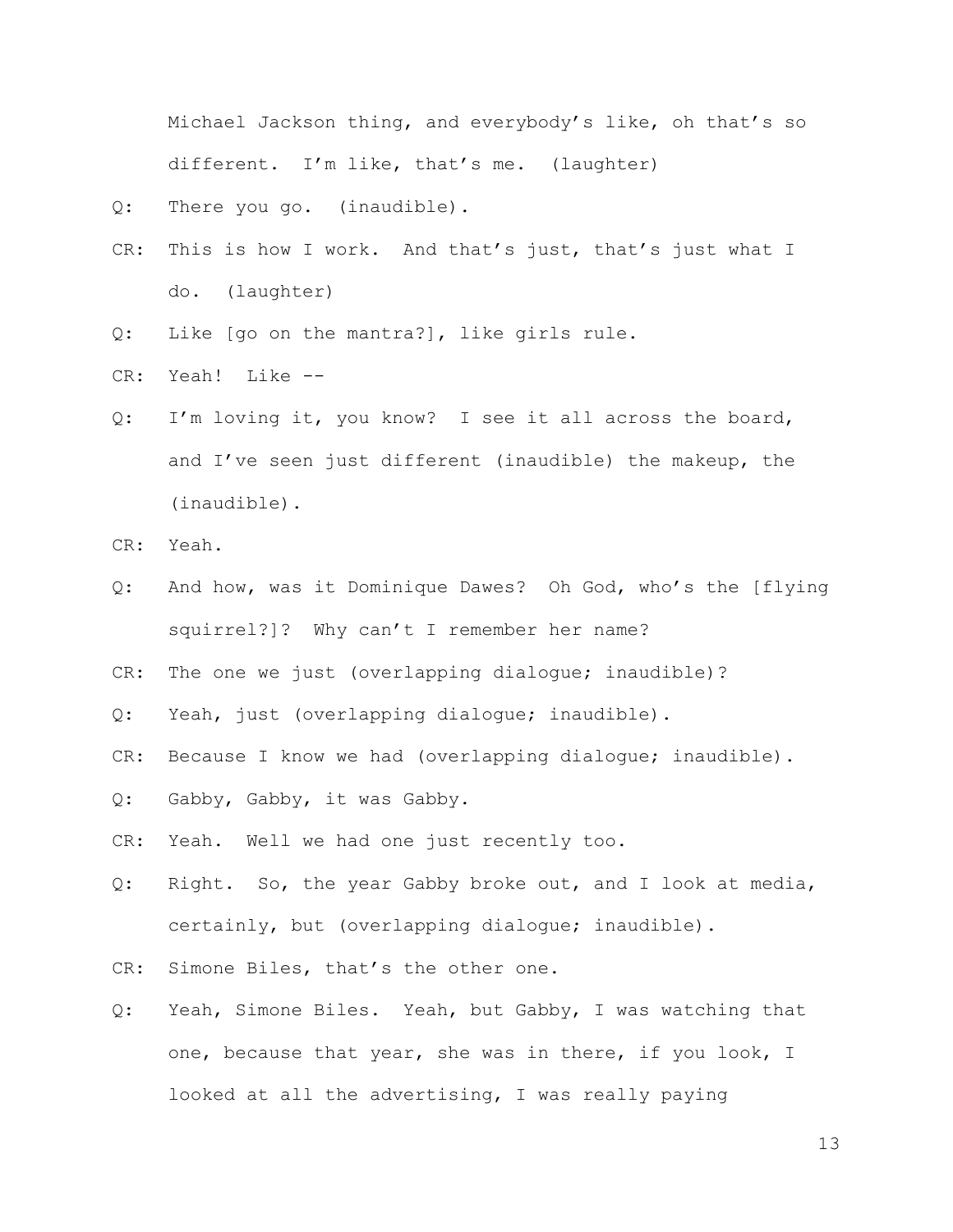Michael Jackson thing, and everybody's like, oh that's so different. I'm like, that's me. (laughter)

Q: There you go. (inaudible).

CR: This is how I work. And that's just, that's just what I do. (laughter)

Q: Like [go on the mantra?], like girls rule.

CR: Yeah! Like --

Q: I'm loving it, you know? I see it all across the board, and I've seen just different (inaudible) the makeup, the (inaudible).

CR: Yeah.

Q: And how, was it Dominique Dawes? Oh God, who's the [flying squirrel?]? Why can't I remember her name?

CR: The one we just (overlapping dialogue; inaudible)?

Q: Yeah, just (overlapping dialogue; inaudible).

CR: Because I know we had (overlapping dialogue; inaudible).

Q: Gabby, Gabby, it was Gabby.

CR: Yeah. Well we had one just recently too.

Q: Right. So, the year Gabby broke out, and I look at media, certainly, but (overlapping dialogue; inaudible).

CR: Simone Biles, that's the other one.

Q: Yeah, Simone Biles. Yeah, but Gabby, I was watching that one, because that year, she was in there, if you look, I looked at all the advertising, I was really paying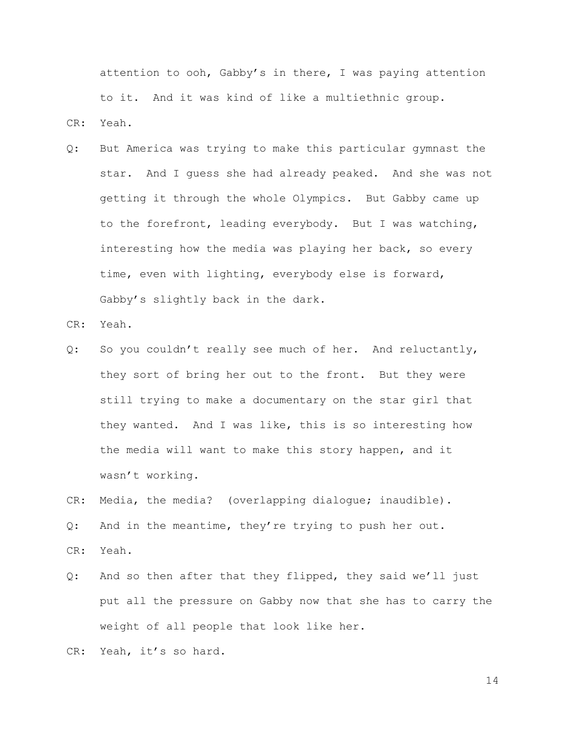attention to ooh, Gabby's in there, I was paying attention to it. And it was kind of like a multiethnic group.

CR: Yeah.

Q: But America was trying to make this particular gymnast the star. And I guess she had already peaked. And she was not getting it through the whole Olympics. But Gabby came up to the forefront, leading everybody. But I was watching, interesting how the media was playing her back, so every time, even with lighting, everybody else is forward, Gabby's slightly back in the dark.

CR: Yeah.

Q: So you couldn't really see much of her. And reluctantly, they sort of bring her out to the front. But they were still trying to make a documentary on the star girl that they wanted. And I was like, this is so interesting how the media will want to make this story happen, and it wasn't working.

CR: Media, the media? (overlapping dialogue; inaudible).

Q: And in the meantime, they're trying to push her out.

CR: Yeah.

Q: And so then after that they flipped, they said we'll just put all the pressure on Gabby now that she has to carry the weight of all people that look like her.

CR: Yeah, it's so hard.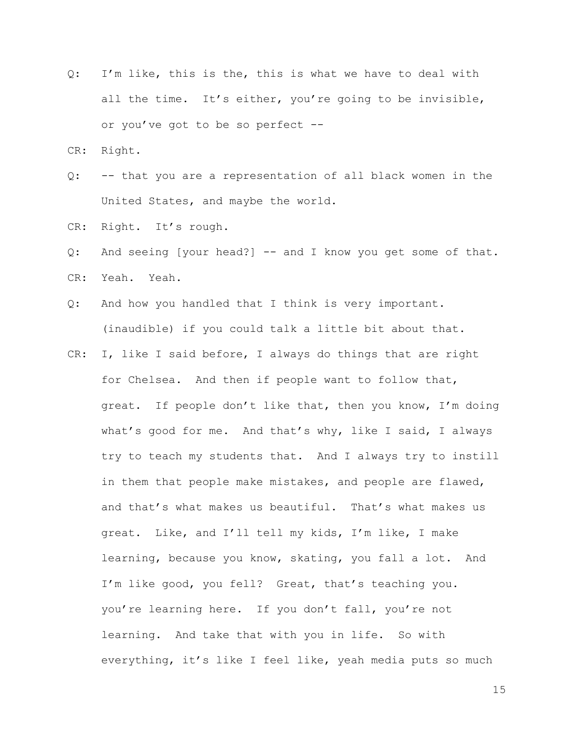Q: I'm like, this is the, this is what we have to deal with all the time. It's either, you're going to be invisible, or you've got to be so perfect --

CR: Right.

Q: -- that you are a representation of all black women in the United States, and maybe the world.

CR: Right. It's rough.

Q: And seeing [your head?] -- and I know you get some of that.

CR: Yeah. Yeah.

Q: And how you handled that I think is very important. (inaudible) if you could talk a little bit about that.

CR: I, like I said before, I always do things that are right for Chelsea. And then if people want to follow that, great. If people don't like that, then you know, I'm doing what's good for me. And that's why, like I said, I always try to teach my students that. And I always try to instill in them that people make mistakes, and people are flawed, and that's what makes us beautiful. That's what makes us great. Like, and I'll tell my kids, I'm like, I make learning, because you know, skating, you fall a lot. And I'm like good, you fell? Great, that's teaching you. you're learning here. If you don't fall, you're not learning. And take that with you in life. So with everything, it's like I feel like, yeah media puts so much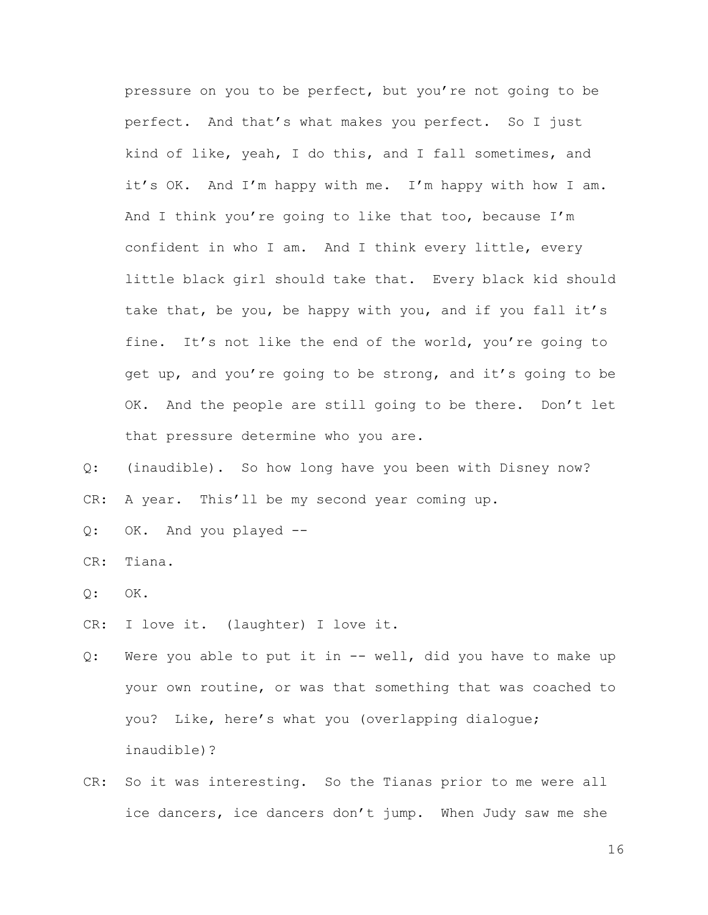pressure on you to be perfect, but you're not going to be perfect. And that's what makes you perfect. So I just kind of like, yeah, I do this, and I fall sometimes, and it's OK. And I'm happy with me. I'm happy with how I am. And I think you're going to like that too, because I'm confident in who I am. And I think every little, every little black girl should take that. Every black kid should take that, be you, be happy with you, and if you fall it's fine. It's not like the end of the world, you're going to get up, and you're going to be strong, and it's going to be OK. And the people are still going to be there. Don't let that pressure determine who you are.

Q: (inaudible). So how long have you been with Disney now?

CR: A year. This'll be my second year coming up.

Q: OK. And you played --

CR: Tiana.

Q: OK.

CR: I love it. (laughter) I love it.

Q: Were you able to put it in -- well, did you have to make up your own routine, or was that something that was coached to you? Like, here's what you (overlapping dialogue; inaudible)?

CR: So it was interesting. So the Tianas prior to me were all ice dancers, ice dancers don't jump. When Judy saw me she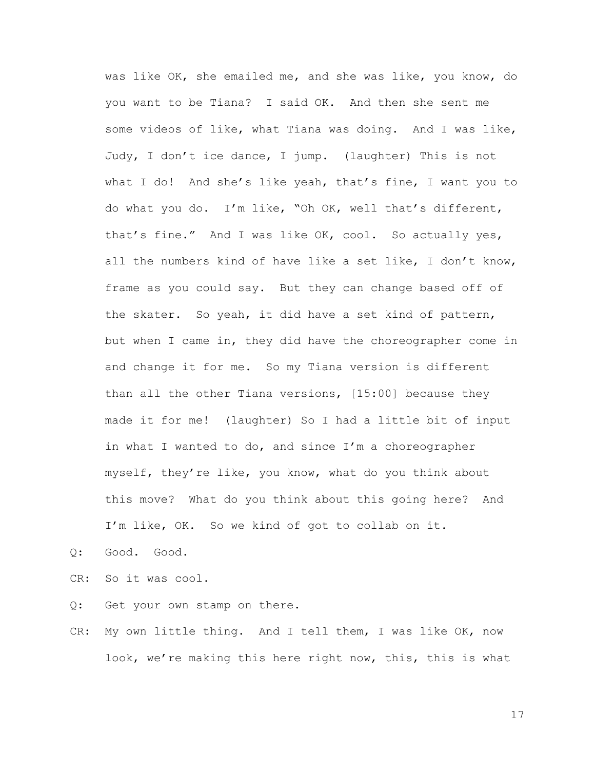was like OK, she emailed me, and she was like, you know, do you want to be Tiana? I said OK. And then she sent me some videos of like, what Tiana was doing. And I was like, Judy, I don't ice dance, I jump. (laughter) This is not what I do! And she's like yeah, that's fine, I want you to do what you do. I'm like, "Oh OK, well that's different, that's fine." And I was like OK, cool. So actually yes, all the numbers kind of have like a set like, I don't know, frame as you could say. But they can change based off of the skater. So yeah, it did have a set kind of pattern, but when I came in, they did have the choreographer come in and change it for me. So my Tiana version is different than all the other Tiana versions, [15:00] because they made it for me! (laughter) So I had a little bit of input in what I wanted to do, and since I'm a choreographer myself, they're like, you know, what do you think about this move? What do you think about this going here? And I'm like, OK. So we kind of got to collab on it.

Q: Good. Good.

CR: So it was cool.

Q: Get your own stamp on there.

CR: My own little thing. And I tell them, I was like OK, now look, we're making this here right now, this, this is what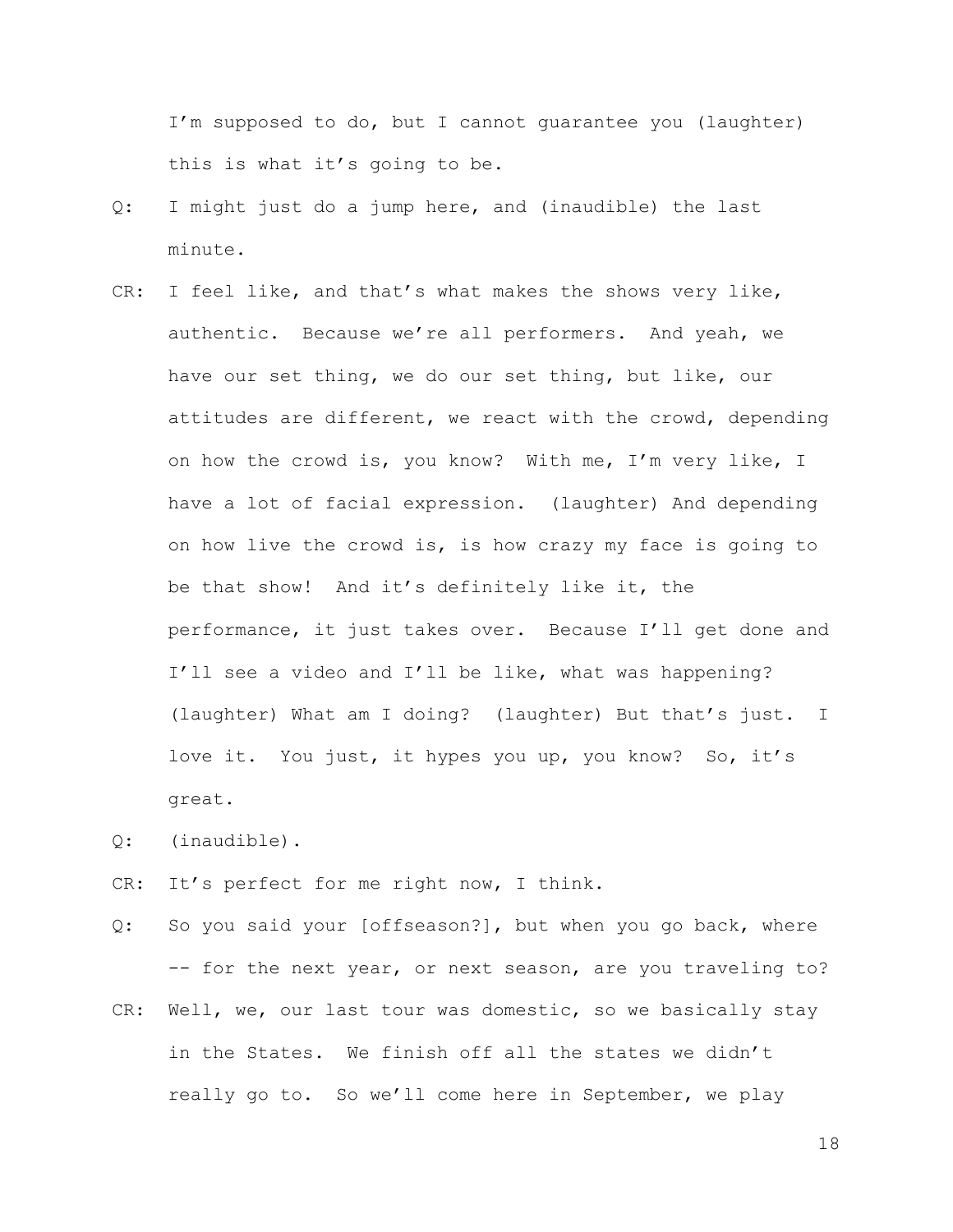I'm supposed to do, but I cannot guarantee you (laughter) this is what it's going to be.

Q: I might just do a jump here, and (inaudible) the last minute.

CR: I feel like, and that's what makes the shows very like, authentic. Because we're all performers. And yeah, we have our set thing, we do our set thing, but like, our attitudes are different, we react with the crowd, depending on how the crowd is, you know? With me, I'm very like, I have a lot of facial expression. (laughter) And depending on how live the crowd is, is how crazy my face is going to be that show! And it's definitely like it, the performance, it just takes over. Because I'll get done and I'll see a video and I'll be like, what was happening? (laughter) What am I doing? (laughter) But that's just. I love it. You just, it hypes you up, you know? So, it's great.

Q: (inaudible).

CR: It's perfect for me right now, I think.

Q: So you said your [offseason?], but when you go back, where -- for the next year, or next season, are you traveling to?

CR: Well, we, our last tour was domestic, so we basically stay in the States. We finish off all the states we didn't really go to. So we'll come here in September, we play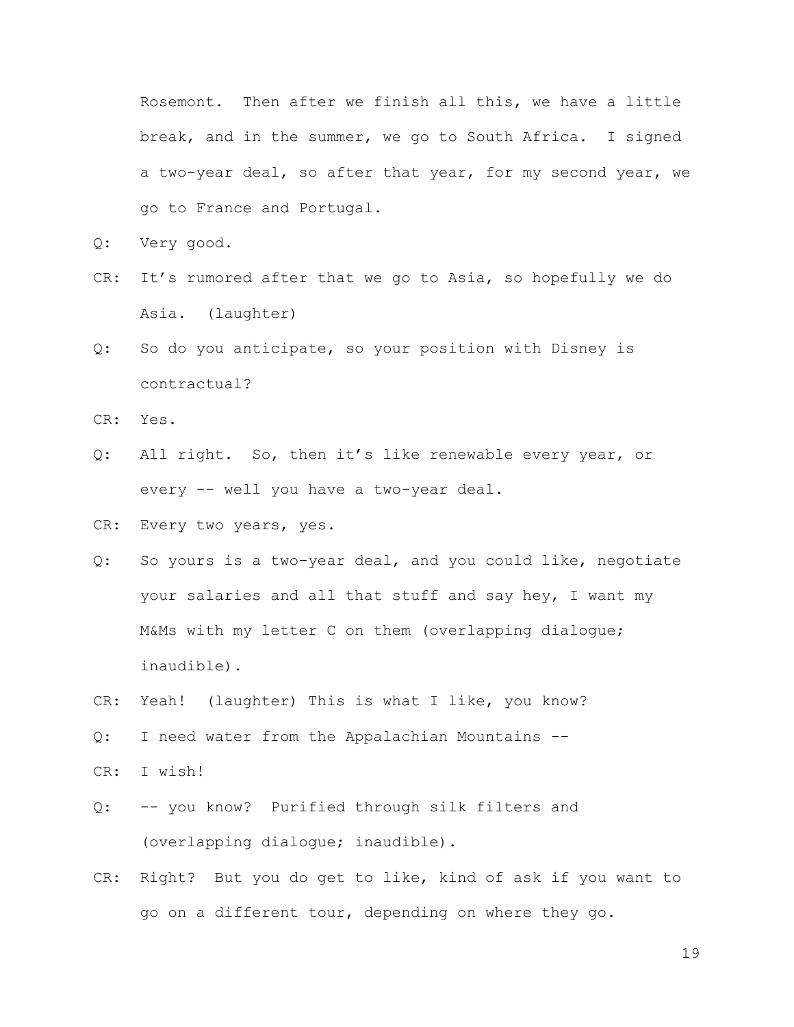Rosemont. Then after we finish all this, we have a little break, and in the summer, we go to South Africa. I signed a two-year deal, so after that year, for my second year, we go to France and Portugal.

Q: Very good.

CR: It's rumored after that we go to Asia, so hopefully we do Asia. (laughter)

Q: So do you anticipate, so your position with Disney is contractual?

CR: Yes.

Q: All right. So, then it's like renewable every year, or every -- well you have a two-year deal.

CR: Every two years, yes.

Q: So yours is a two-year deal, and you could like, negotiate your salaries and all that stuff and say hey, I want my M&Ms with my letter C on them (overlapping dialogue; inaudible).

CR: Yeah! (laughter) This is what I like, you know?

Q: I need water from the Appalachian Mountains --

CR: I wish!

Q: -- you know? Purified through silk filters and (overlapping dialogue; inaudible).

CR: Right? But you do get to like, kind of ask if you want to go on a different tour, depending on where they go.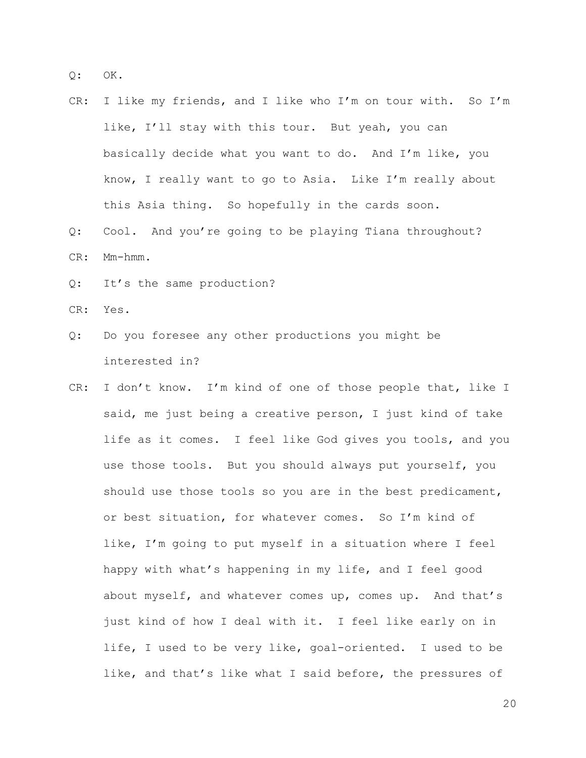Q: OK.

CR: I like my friends, and I like who I'm on tour with. So I'm like, I'll stay with this tour. But yeah, you can basically decide what you want to do. And I'm like, you know, I really want to go to Asia. Like I'm really about this Asia thing. So hopefully in the cards soon.

Q: Cool. And you're going to be playing Tiana throughout?

CR: Mm-hmm.

Q: It's the same production?

CR: Yes.

Q: Do you foresee any other productions you might be interested in?

CR: I don't know. I'm kind of one of those people that, like I said, me just being a creative person, I just kind of take life as it comes. I feel like God gives you tools, and you use those tools. But you should always put yourself, you should use those tools so you are in the best predicament, or best situation, for whatever comes. So I'm kind of like, I'm going to put myself in a situation where I feel happy with what's happening in my life, and I feel good about myself, and whatever comes up, comes up. And that's just kind of how I deal with it. I feel like early on in life, I used to be very like, goal-oriented. I used to be like, and that's like what I said before, the pressures of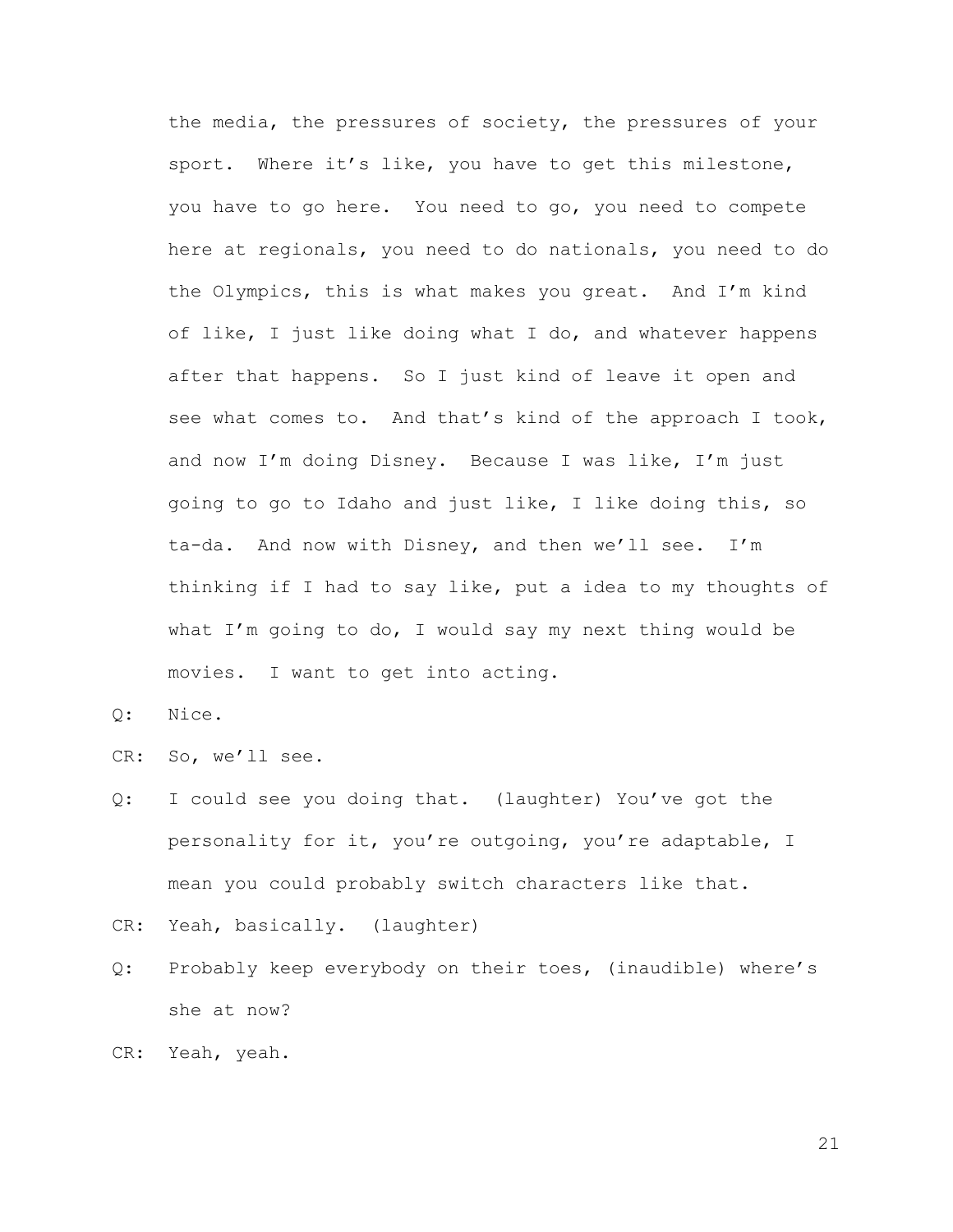the media, the pressures of society, the pressures of your sport. Where it's like, you have to get this milestone, you have to go here. You need to go, you need to compete here at regionals, you need to do nationals, you need to do the Olympics, this is what makes you great. And I'm kind of like, I just like doing what I do, and whatever happens after that happens. So I just kind of leave it open and see what comes to. And that's kind of the approach I took, and now I'm doing Disney. Because I was like, I'm just going to go to Idaho and just like, I like doing this, so ta-da. And now with Disney, and then we'll see. I'm thinking if I had to say like, put a idea to my thoughts of what I'm going to do, I would say my next thing would be movies. I want to get into acting.

Q: Nice.

CR: So, we'll see.

Q: I could see you doing that. (laughter) You've got the personality for it, you're outgoing, you're adaptable, I mean you could probably switch characters like that.

CR: Yeah, basically. (laughter)

Q: Probably keep everybody on their toes, (inaudible) where's she at now?

CR: Yeah, yeah.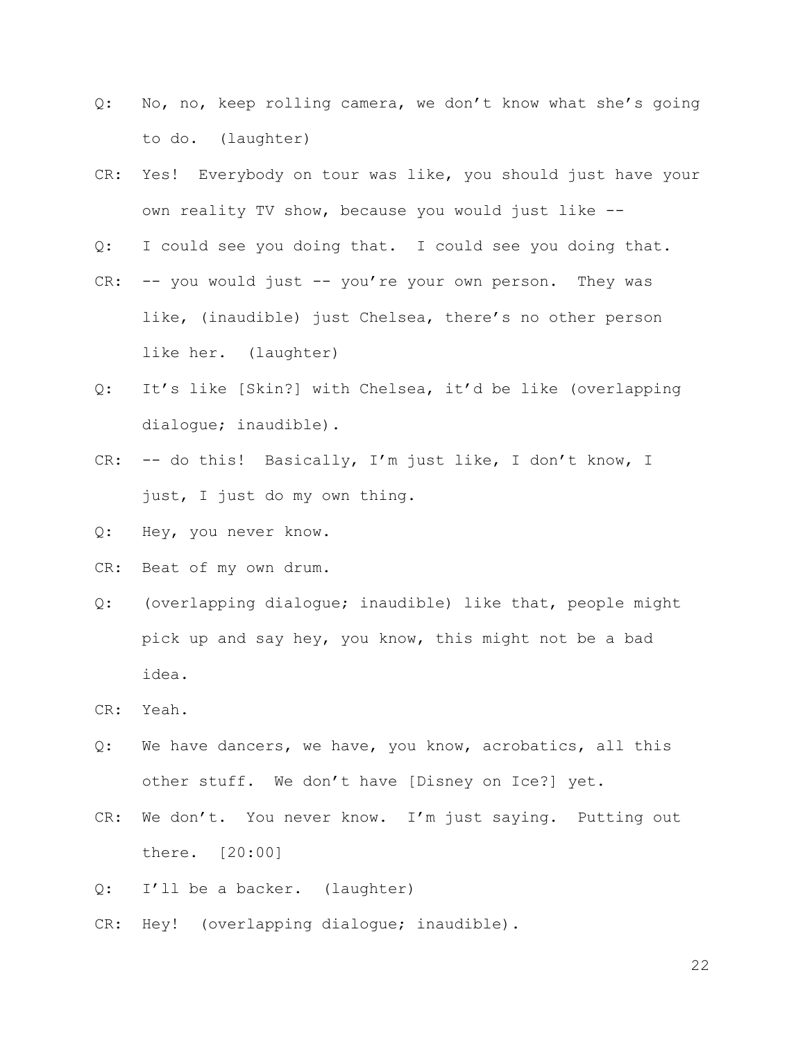Q: No, no, keep rolling camera, we don't know what she's going to do. (laughter)

CR: Yes! Everybody on tour was like, you should just have your own reality TV show, because you would just like --

Q: I could see you doing that. I could see you doing that.

CR: -- you would just -- you're your own person. They was like, (inaudible) just Chelsea, there's no other person like her. (laughter)

Q: It's like [Skin?] with Chelsea, it'd be like (overlapping dialogue; inaudible).

CR: -- do this! Basically, I'm just like, I don't know, I just, I just do my own thing.

Q: Hey, you never know.

CR: Beat of my own drum.

Q: (overlapping dialogue; inaudible) like that, people might pick up and say hey, you know, this might not be a bad idea.

CR: Yeah.

Q: We have dancers, we have, you know, acrobatics, all this other stuff. We don't have [Disney on Ice?] yet.

CR: We don't. You never know. I'm just saying. Putting out there. [20:00]

Q: I'll be a backer. (laughter)

CR: Hey! (overlapping dialogue; inaudible).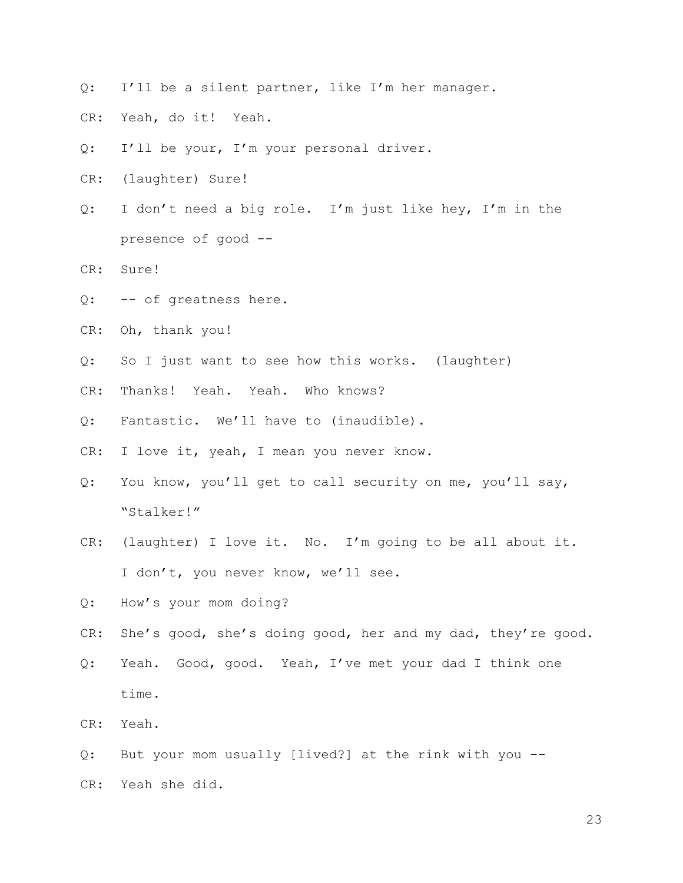Q: I'll be a silent partner, like I'm her manager.

CR: Yeah, do it! Yeah.

Q: I'll be your, I'm your personal driver.

CR: (laughter) Sure!

Q: I don't need a big role. I'm just like hey, I'm in the presence of good --

CR: Sure!

Q: -- of greatness here.

CR: Oh, thank you!

Q: So I just want to see how this works. (laughter)

CR: Thanks! Yeah. Yeah. Who knows?

Q: Fantastic. We'll have to (inaudible).

CR: I love it, yeah, I mean you never know.

Q: You know, you'll get to call security on me, you'll say, "Stalker!"

CR: (laughter) I love it. No. I'm going to be all about it. I don't, you never know, we'll see.

Q: How's your mom doing?

CR: She's good, she's doing good, her and my dad, they're good.

Q: Yeah. Good, good. Yeah, I've met your dad I think one time.

CR: Yeah.

Q: But your mom usually [lived?] at the rink with you --

CR: Yeah she did.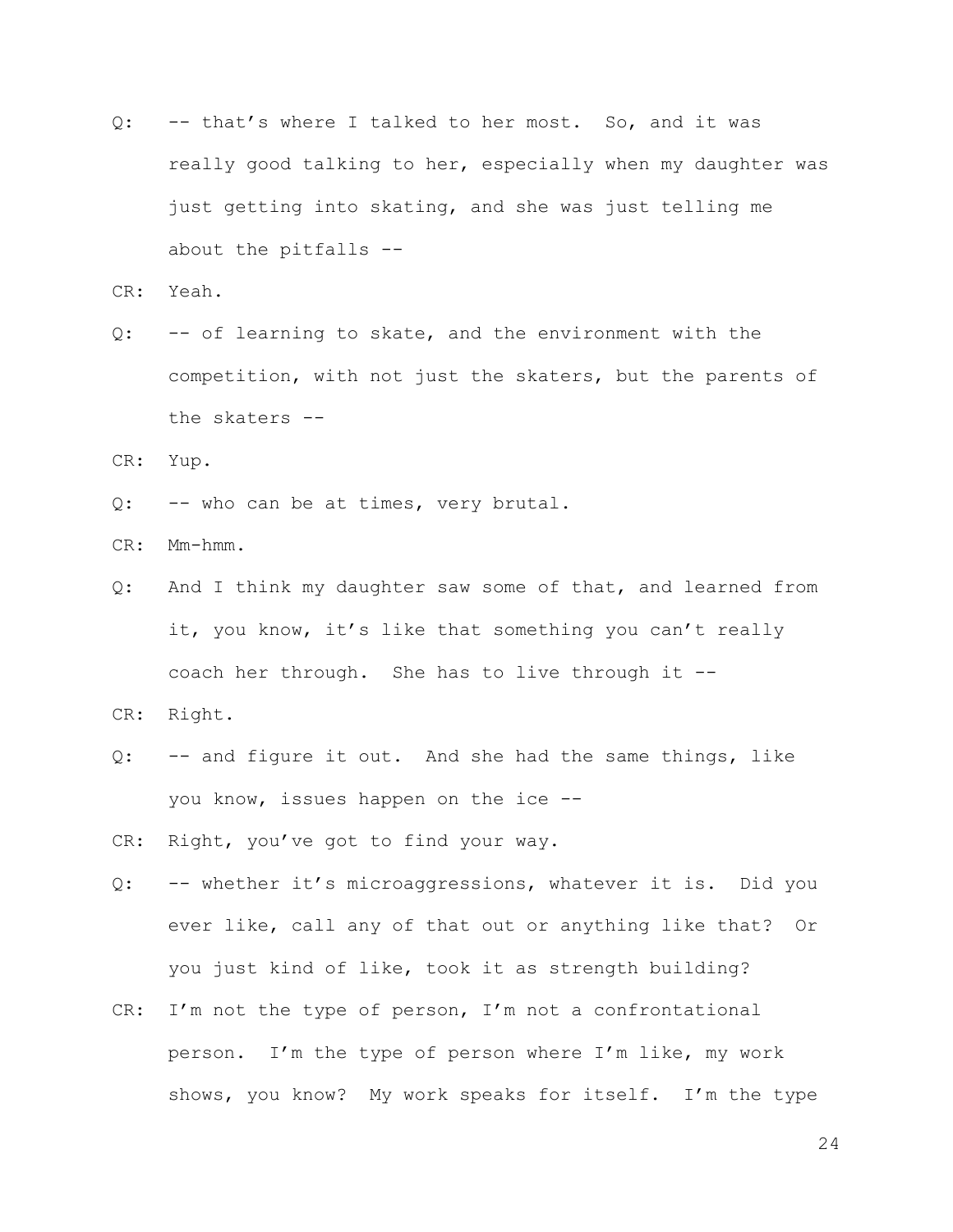Q: -- that's where I talked to her most. So, and it was really good talking to her, especially when my daughter was just getting into skating, and she was just telling me about the pitfalls --

CR: Yeah.

Q: -- of learning to skate, and the environment with the competition, with not just the skaters, but the parents of the skaters --

CR: Yup.

Q: -- who can be at times, very brutal.

CR: Mm-hmm.

Q: And I think my daughter saw some of that, and learned from it, you know, it's like that something you can't really coach her through. She has to live through it --

CR: Right.

Q: -- and figure it out. And she had the same things, like you know, issues happen on the ice --

CR: Right, you've got to find your way.

Q: -- whether it's microaggressions, whatever it is. Did you ever like, call any of that out or anything like that? Or you just kind of like, took it as strength building?

CR: I'm not the type of person, I'm not a confrontational person. I'm the type of person where I'm like, my work shows, you know? My work speaks for itself. I'm the type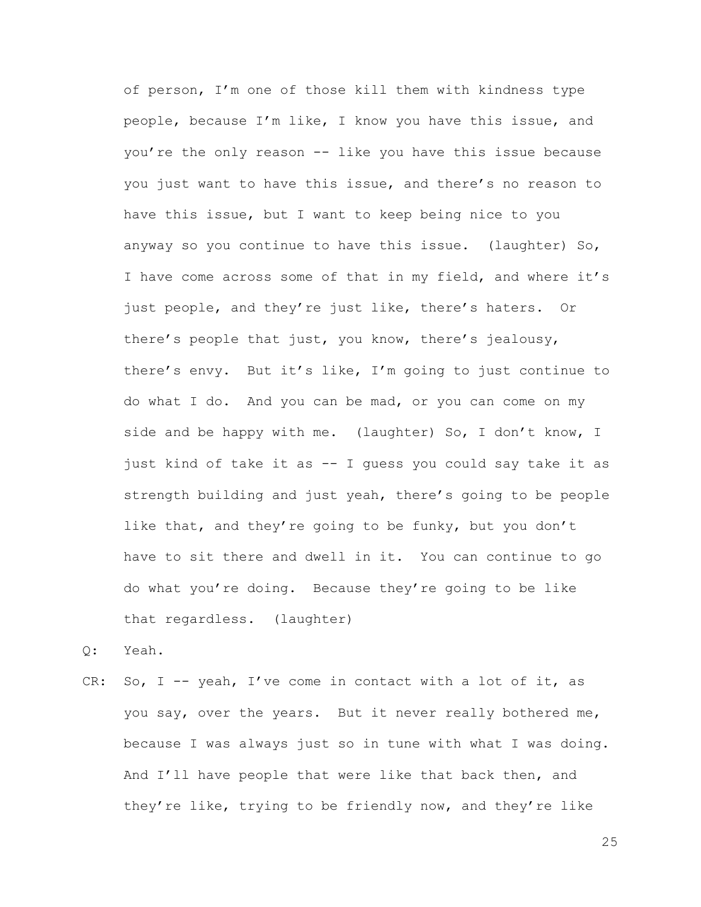of person, I'm one of those kill them with kindness type people, because I'm like, I know you have this issue, and you're the only reason -- like you have this issue because you just want to have this issue, and there's no reason to have this issue, but I want to keep being nice to you anyway so you continue to have this issue. (laughter) So, I have come across some of that in my field, and where it's just people, and they're just like, there's haters. Or there's people that just, you know, there's jealousy, there's envy. But it's like, I'm going to just continue to do what I do. And you can be mad, or you can come on my side and be happy with me. (laughter) So, I don't know, I just kind of take it as -- I guess you could say take it as strength building and just yeah, there's going to be people like that, and they're going to be funky, but you don't have to sit there and dwell in it. You can continue to go do what you're doing. Because they're going to be like that regardless. (laughter)

Q: Yeah.

CR: So, I -- yeah, I've come in contact with a lot of it, as you say, over the years. But it never really bothered me, because I was always just so in tune with what I was doing. And I'll have people that were like that back then, and they're like, trying to be friendly now, and they're like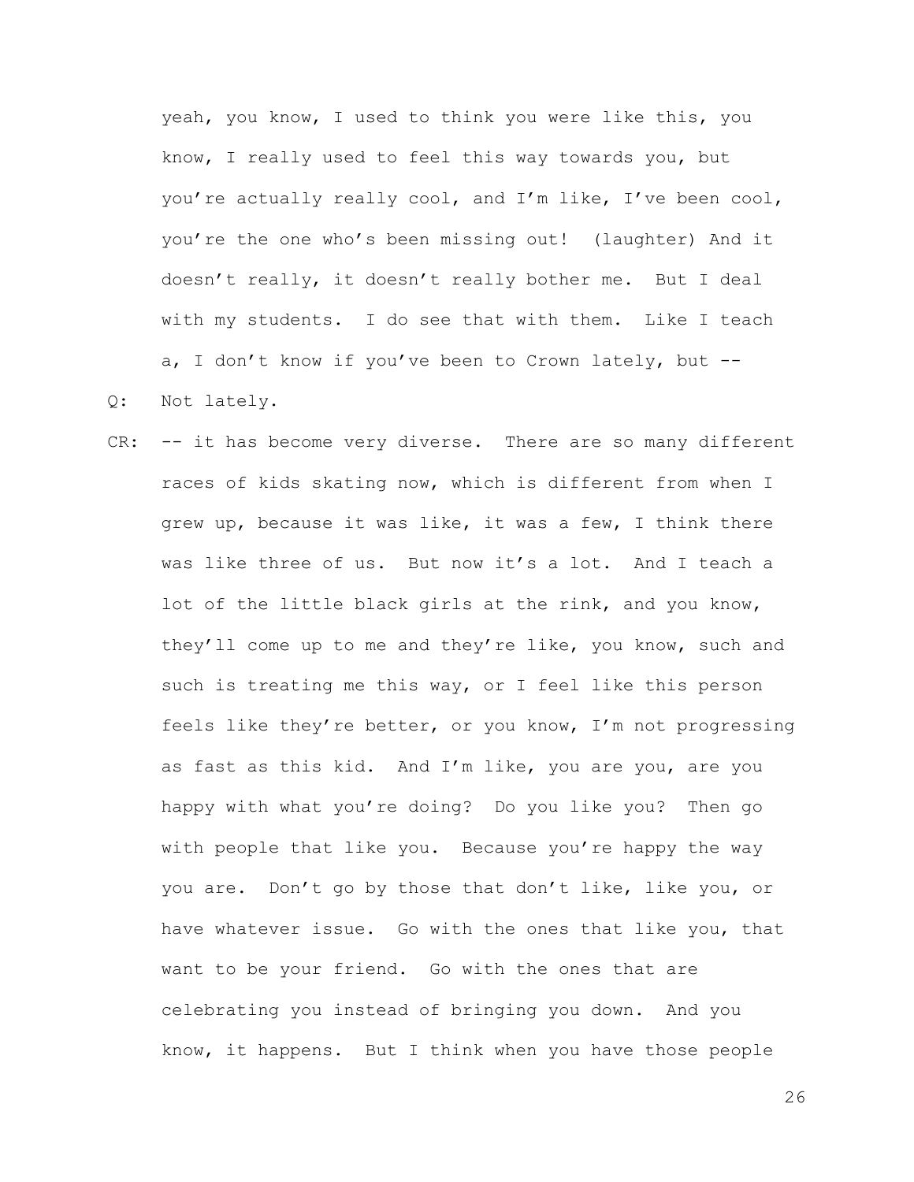yeah, you know, I used to think you were like this, you know, I really used to feel this way towards you, but you're actually really cool, and I'm like, I've been cool, you're the one who's been missing out! (laughter) And it doesn't really, it doesn't really bother me. But I deal with my students. I do see that with them. Like I teach a, I don't know if you've been to Crown lately, but --

Q: Not lately.

CR: -- it has become very diverse. There are so many different races of kids skating now, which is different from when I grew up, because it was like, it was a few, I think there was like three of us. But now it's a lot. And I teach a lot of the little black girls at the rink, and you know, they'll come up to me and they're like, you know, such and such is treating me this way, or I feel like this person feels like they're better, or you know, I'm not progressing as fast as this kid. And I'm like, you are you, are you happy with what you're doing? Do you like you? Then go with people that like you. Because you're happy the way you are. Don't go by those that don't like, like you, or have whatever issue. Go with the ones that like you, that want to be your friend. Go with the ones that are celebrating you instead of bringing you down. And you know, it happens. But I think when you have those people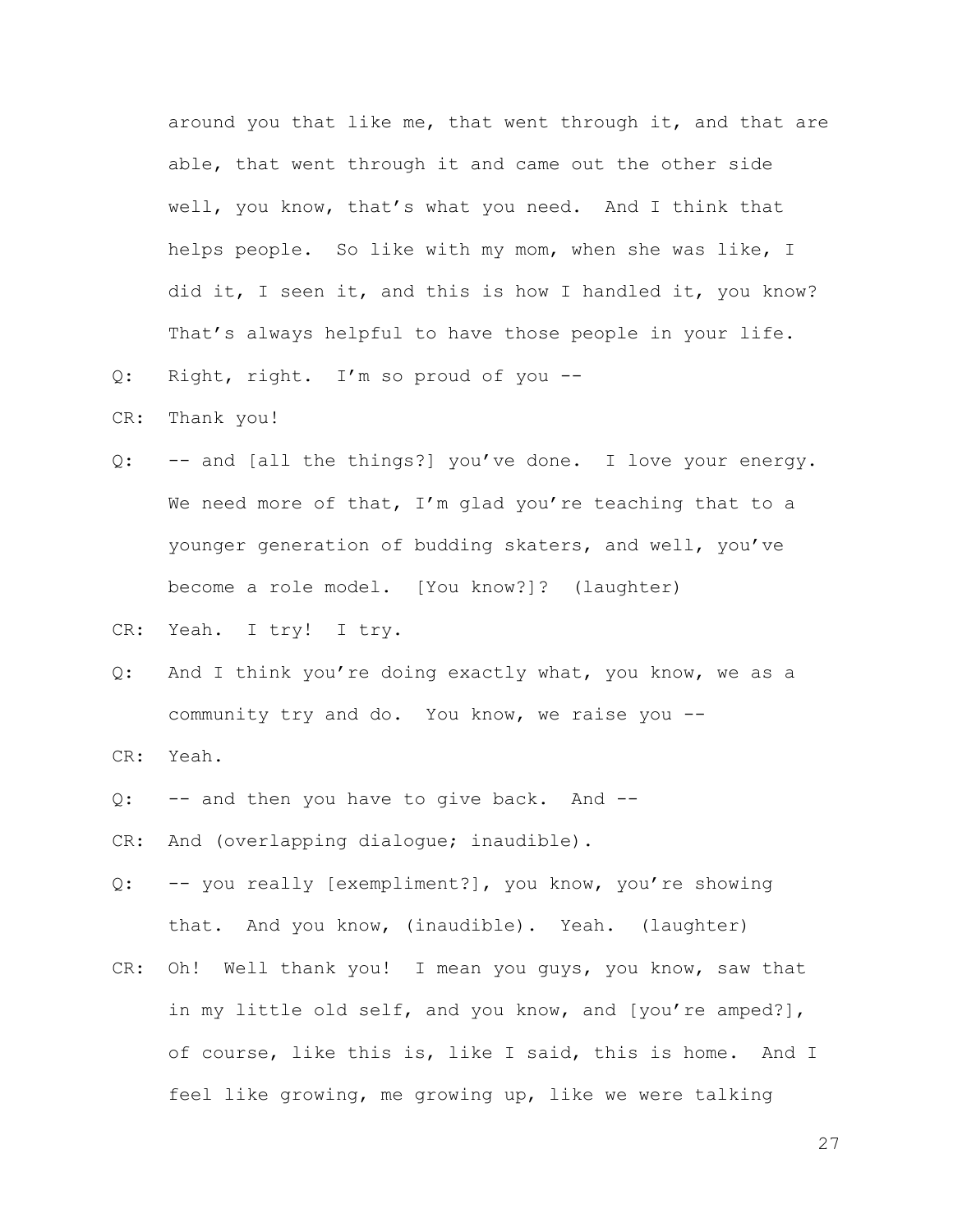around you that like me, that went through it, and that are able, that went through it and came out the other side well, you know, that's what you need. And I think that helps people. So like with my mom, when she was like, I did it, I seen it, and this is how I handled it, you know? That's always helpful to have those people in your life.

Q: Right, right. I'm so proud of you --

CR: Thank you!

Q: -- and [all the things?] you've done. I love your energy. We need more of that, I'm glad you're teaching that to a younger generation of budding skaters, and well, you've become a role model. [You know?]? (laughter)

CR: Yeah. I try! I try.

Q: And I think you're doing exactly what, you know, we as a community try and do. You know, we raise you --

CR: Yeah.

Q: -- and then you have to give back. And --

CR: And (overlapping dialogue; inaudible).

Q: -- you really [exempliment?], you know, you're showing that. And you know, (inaudible). Yeah. (laughter)

CR: Oh! Well thank you! I mean you guys, you know, saw that in my little old self, and you know, and [you're amped?], of course, like this is, like I said, this is home. And I feel like growing, me growing up, like we were talking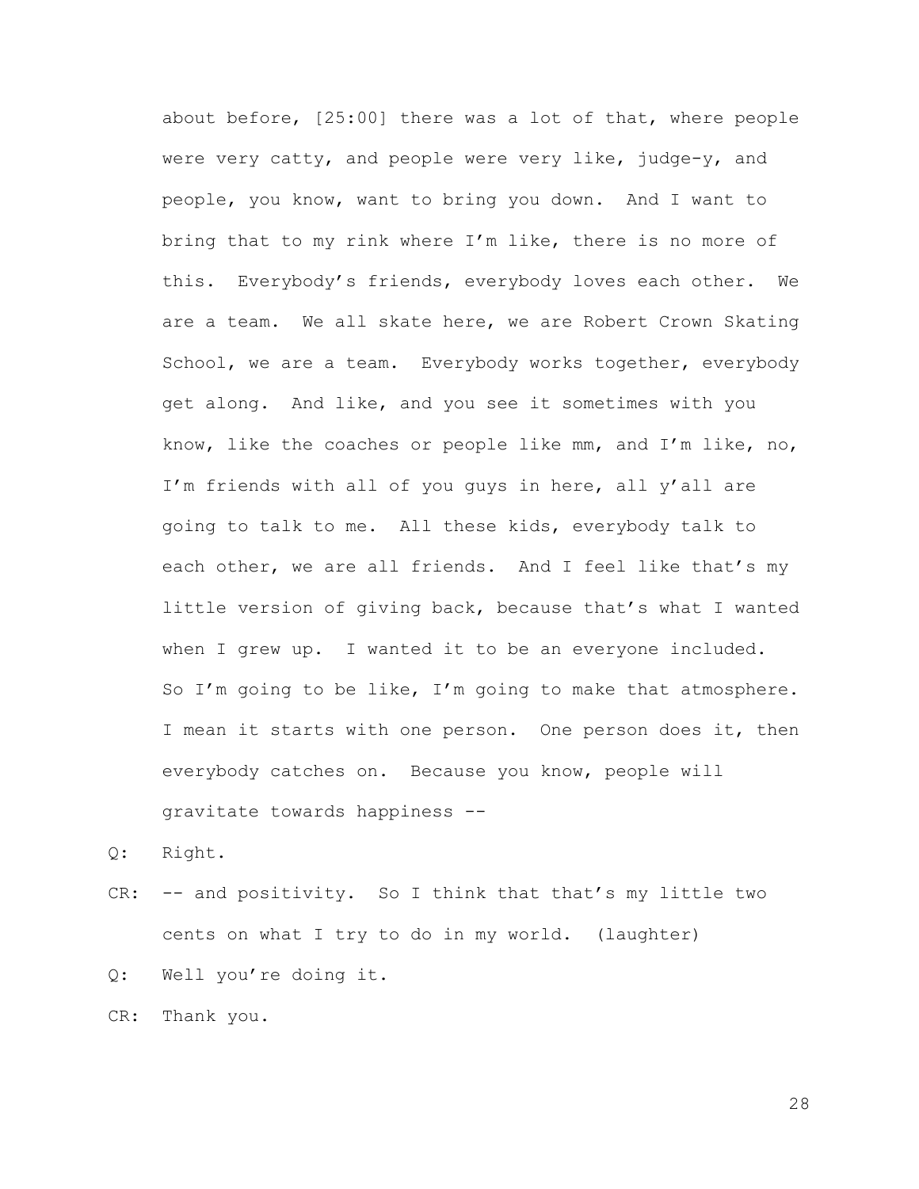about before, [25:00] there was a lot of that, where people were very catty, and people were very like, judge-y, and people, you know, want to bring you down. And I want to bring that to my rink where I'm like, there is no more of this. Everybody's friends, everybody loves each other. We are a team. We all skate here, we are Robert Crown Skating School, we are a team. Everybody works together, everybody get along. And like, and you see it sometimes with you know, like the coaches or people like mm, and I'm like, no, I'm friends with all of you guys in here, all y'all are going to talk to me. All these kids, everybody talk to each other, we are all friends. And I feel like that's my little version of giving back, because that's what I wanted when I grew up. I wanted it to be an everyone included. So I'm going to be like, I'm going to make that atmosphere. I mean it starts with one person. One person does it, then everybody catches on. Because you know, people will gravitate towards happiness --

Q: Right.

CR: -- and positivity. So I think that that's my little two cents on what I try to do in my world. (laughter)

Q: Well you're doing it.

CR: Thank you.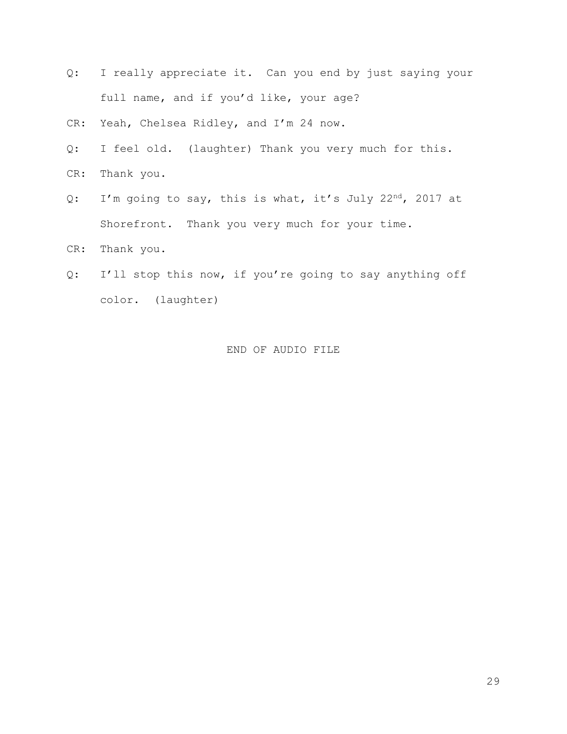Q: I really appreciate it. Can you end by just saying your full name, and if you'd like, your age?

CR: Yeah, Chelsea Ridley, and I'm 24 now.

Q: I feel old. (laughter) Thank you very much for this.

CR: Thank you.

Q: I'm going to say, this is what, it's July 22nd, 2017 at Shorefront. Thank you very much for your time.

CR: Thank you.

Q: I'll stop this now, if you're going to say anything off color. (laughter)

END OF AUDIO FILE